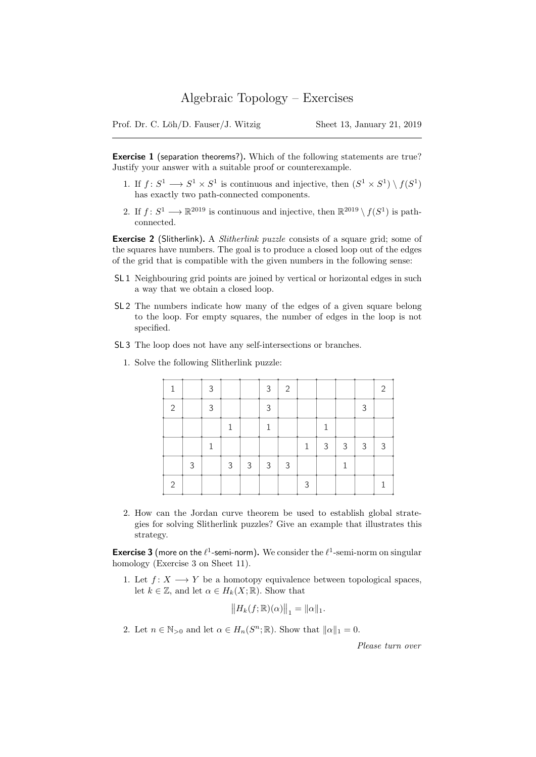# Algebraic Topology – Exercises

Prof. Dr. C. Löh/D. Fauser/J. Witzig — Sheet 13, January 21, 2019

---

**Exercise 1** (separation theorems?)**.** Which of the following statements are true? Justify your answer with a suitable proof or counterexample.

1. If $f\colon S^1 \longrightarrow S^1 \times S^1$ is continuous and injective, then $(S^1 \times S^1) \setminus f(S^1)$ has exactly two path-connected components.
2. If $f\colon S^1 \longrightarrow \mathbb{R}^{2019}$ is continuous and injective, then $\mathbb{R}^{2019} \setminus f(S^1)$ is path-connected.

**Exercise 2** (Slitherlink)**.** A *Slitherlink puzzle* consists of a square grid; some of the squares have numbers. The goal is to produce a closed loop out of the edges of the grid that is compatible with the given numbers in the following sense:

- **SL 1** Neighbouring grid points are joined by vertical or horizontal edges in such a way that we obtain a closed loop.
- **SL 2** The numbers indicate how many of the edges of a given square belong to the loop. For empty squares, the number of edges in the loop is not specified.
- **SL 3** The loop does not have any self-intersections or branches.

1. Solve the following Slitherlink puzzle:

| | | | | | | | | | | | |
|---|---|---|---|---|---|---|---|---|---|---|---|
| 1 | | 3 | | | 3 | 2 | | | | | 2 |
| 2 | | 3 | | | 3 | | | | | 3 | |
| | | | 1 | | 1 | | | 1 | | | |
| | | 1 | | | | | 1 | 3 | 3 | 3 | 3 |
| | 3 | | 3 | 3 | 3 | 3 | | | 1 | | |
| 2 | | | | | | | 3 | | | | 1 |

2. How can the Jordan curve theorem be used to establish global strategies for solving Slitherlink puzzles? Give an example that illustrates this strategy.

**Exercise 3** (more on the $\ell^1$-semi-norm)**.** We consider the $\ell^1$-semi-norm on singular homology (Exercise 3 on Sheet 11).

1. Let $f\colon X \longrightarrow Y$ be a homotopy equivalence between topological spaces, let $k \in \mathbb{Z}$, and let $\alpha \in H_k(X;\mathbb{R})$. Show that

$$\big\|H_k(f;\mathbb{R})(\alpha)\big\|_1 = \|\alpha\|_1.$$

2. Let $n \in \mathbb{N}_{>0}$ and let $\alpha \in H_n(S^n;\mathbb{R})$. Show that $\|\alpha\|_1 = 0$.

*Please turn over*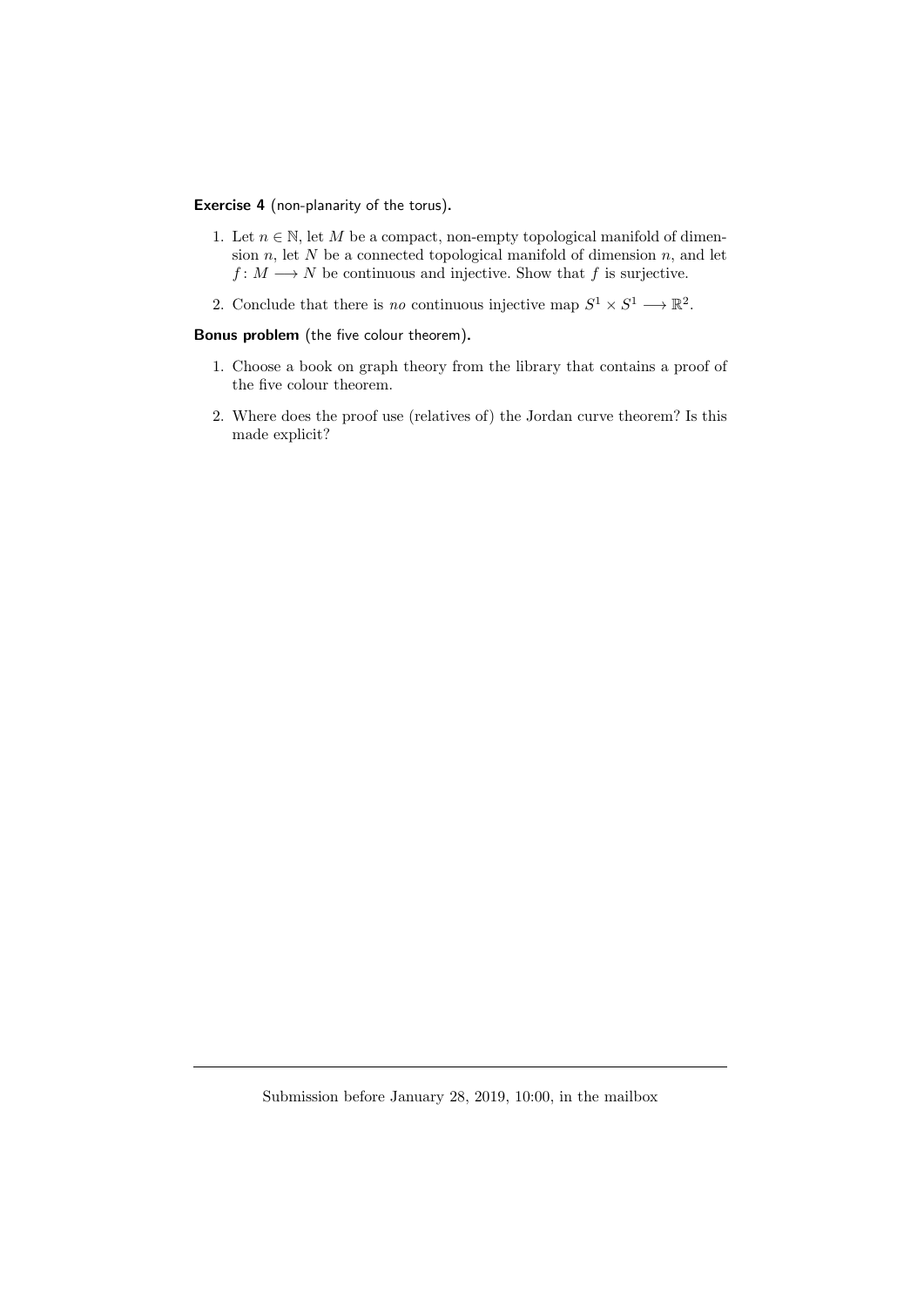**Exercise 4** (non-planarity of the torus)**.**

1. Let $n \in \mathbb{N}$, let $M$ be a compact, non-empty topological manifold of dimension $n$, let $N$ be a connected topological manifold of dimension $n$, and let $f \colon M \longrightarrow N$ be continuous and injective. Show that $f$ is surjective.
2. Conclude that there is *no* continuous injective map $S^1 \times S^1 \longrightarrow \mathbb{R}^2$.

**Bonus problem** (the five colour theorem)**.**

1. Choose a book on graph theory from the library that contains a proof of the five colour theorem.
2. Where does the proof use (relatives of) the Jordan curve theorem? Is this made explicit?

---

Submission before January 28, 2019, 10:00, in the mailbox